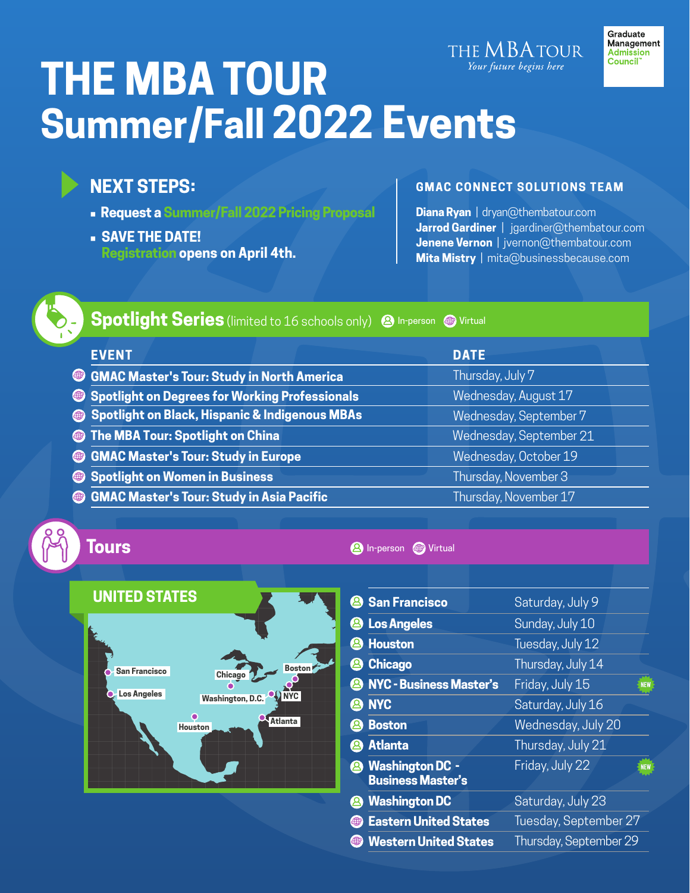THE MBA TOUR
*Your future begins here*

Graduate Management Admission Council™

# THE MBA TOUR Summer/Fall 2022 Events

## NEXT STEPS:

- **Request a Summer/Fall 2022 Pricing Proposal**
- **SAVE THE DATE!** Registration **opens on April 4th.**

## GMAC CONNECT SOLUTIONS TEAM

**Diana Ryan** | dryan@thembatour.com
**Jarrod Gardiner** | jgardiner@thembatour.com
**Jenene Vernon** | jvernon@thembatour.com
**Mita Mistry** | mita@businessbecause.com

## Spotlight Series (limited to 16 schools only)

In-person | Virtual

| EVENT | DATE |
|---|---|
| GMAC Master's Tour: Study in North America (Virtual) | Thursday, July 7 |
| Spotlight on Degrees for Working Professionals (Virtual) | Wednesday, August 17 |
| Spotlight on Black, Hispanic & Indigenous MBAs (Virtual) | Wednesday, September 7 |
| The MBA Tour: Spotlight on China (Virtual) | Wednesday, September 21 |
| GMAC Master's Tour: Study in Europe (Virtual) | Wednesday, October 19 |
| Spotlight on Women in Business (Virtual) | Thursday, November 3 |
| GMAC Master's Tour: Study in Asia Pacific (Virtual) | Thursday, November 17 |

## Tours

In-person | Virtual

### UNITED STATES

| Event | Date | |
|---|---|---|
| San Francisco (In-person) | Saturday, July 9 | |
| Los Angeles (In-person) | Sunday, July 10 | |
| Houston (In-person) | Tuesday, July 12 | |
| Chicago (In-person) | Thursday, July 14 | |
| NYC - Business Master's (In-person) | Friday, July 15 | NEW |
| NYC (In-person) | Saturday, July 16 | |
| Boston (In-person) | Wednesday, July 20 | |
| Atlanta (In-person) | Thursday, July 21 | |
| Washington DC - Business Master's (In-person) | Friday, July 22 | NEW |
| Washington DC (In-person) | Saturday, July 23 | |
| Eastern United States (Virtual) | Tuesday, September 27 | |
| Western United States (Virtual) | Thursday, September 29 | |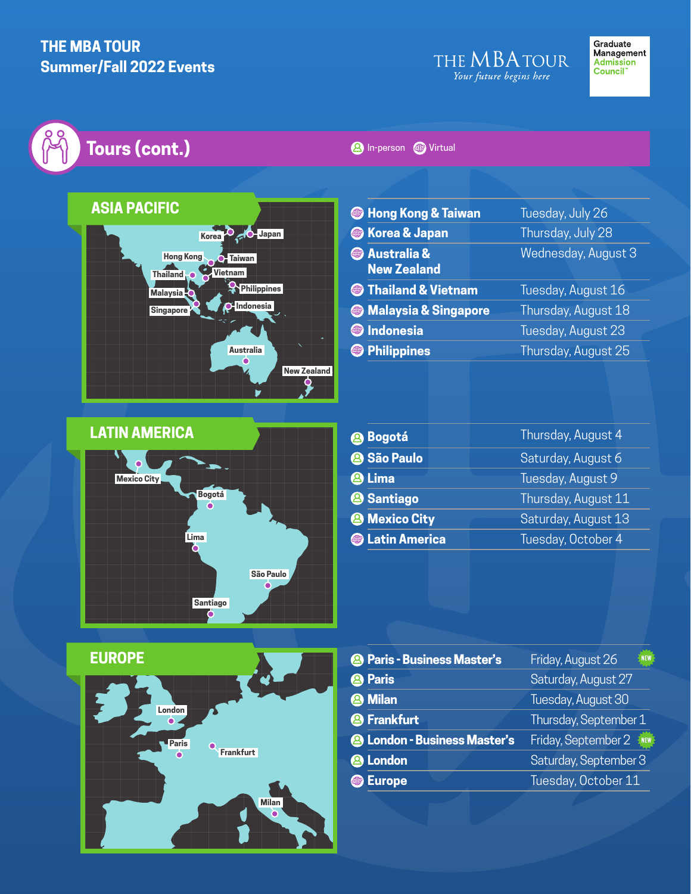# THE MBA TOUR
## Summer/Fall 2022 Events

THE MBA TOUR
*Your future begins here*

Graduate Management Admission Council

## Tours (cont.)

In-person | Virtual

### ASIA PACIFIC

| Tour | Type | Date |
|---|---|---|
| Hong Kong & Taiwan | Virtual | Tuesday, July 26 |
| Korea & Japan | Virtual | Thursday, July 28 |
| Australia & New Zealand | Virtual | Wednesday, August 3 |
| Thailand & Vietnam | Virtual | Tuesday, August 16 |
| Malaysia & Singapore | Virtual | Thursday, August 18 |
| Indonesia | Virtual | Tuesday, August 23 |
| Philippines | Virtual | Thursday, August 25 |

### LATIN AMERICA

| Tour | Type | Date |
|---|---|---|
| Bogotá | In-person | Thursday, August 4 |
| São Paulo | In-person | Saturday, August 6 |
| Lima | In-person | Tuesday, August 9 |
| Santiago | In-person | Thursday, August 11 |
| Mexico City | In-person | Saturday, August 13 |
| Latin America | Virtual | Tuesday, October 4 |

### EUROPE

| Tour | Type | Date |
|---|---|---|
| Paris - Business Master's | In-person | Friday, August 26 (NEW) |
| Paris | In-person | Saturday, August 27 |
| Milan | In-person | Tuesday, August 30 |
| Frankfurt | In-person | Thursday, September 1 |
| London - Business Master's | In-person | Friday, September 2 (NEW) |
| London | In-person | Saturday, September 3 |
| Europe | Virtual | Tuesday, October 11 |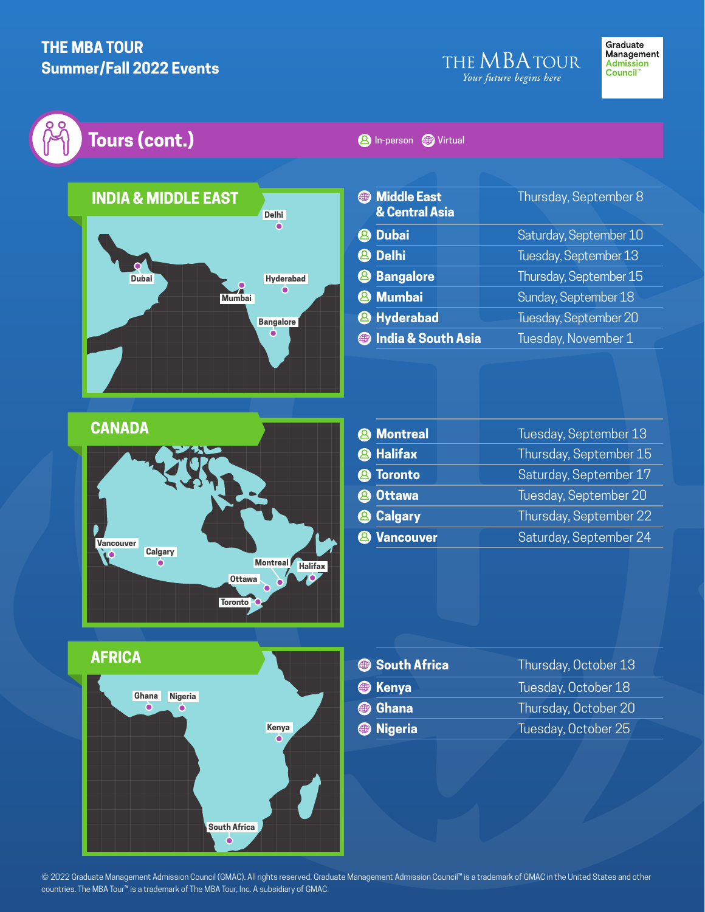# THE MBA TOUR Summer/Fall 2022 Events

THE MBA TOUR
*Your future begins here*

Graduate Management Admission Council™

## Tours (cont.)

In-person | Virtual

### INDIA & MIDDLE EAST

| Event | Format | Date |
| --- | --- | --- |
| Middle East & Central Asia | Virtual | Thursday, September 8 |
| Dubai | In-person | Saturday, September 10 |
| Delhi | In-person | Tuesday, September 13 |
| Bangalore | In-person | Thursday, September 15 |
| Mumbai | In-person | Sunday, September 18 |
| Hyderabad | In-person | Tuesday, September 20 |
| India & South Asia | Virtual | Tuesday, November 1 |

### CANADA

| Event | Format | Date |
| --- | --- | --- |
| Montreal | In-person | Tuesday, September 13 |
| Halifax | In-person | Thursday, September 15 |
| Toronto | In-person | Saturday, September 17 |
| Ottawa | In-person | Tuesday, September 20 |
| Calgary | In-person | Thursday, September 22 |
| Vancouver | In-person | Saturday, September 24 |

### AFRICA

| Event | Format | Date |
| --- | --- | --- |
| South Africa | Virtual | Thursday, October 13 |
| Kenya | Virtual | Tuesday, October 18 |
| Ghana | Virtual | Thursday, October 20 |
| Nigeria | Virtual | Tuesday, October 25 |

© 2022 Graduate Management Admission Council (GMAC). All rights reserved. Graduate Management Admission Council™ is a trademark of GMAC in the United States and other countries. The MBA Tour™ is a trademark of The MBA Tour, Inc. A subsidiary of GMAC.